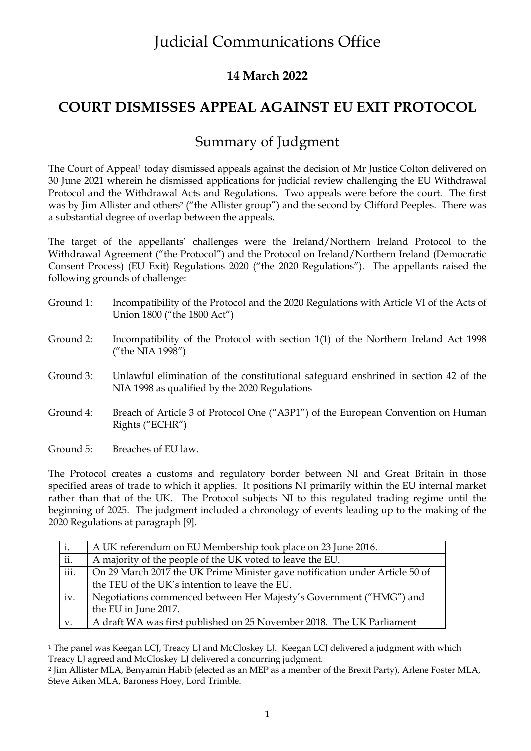# Judicial Communications Office

**14 March 2022**

## COURT DISMISSES APPEAL AGAINST EU EXIT PROTOCOL

## Summary of Judgment

The Court of Appeal[1] today dismissed appeals against the decision of Mr Justice Colton delivered on 30 June 2021 wherein he dismissed applications for judicial review challenging the EU Withdrawal Protocol and the Withdrawal Acts and Regulations. Two appeals were before the court. The first was by Jim Allister and others[2] ("the Allister group") and the second by Clifford Peeples. There was a substantial degree of overlap between the appeals.

The target of the appellants' challenges were the Ireland/Northern Ireland Protocol to the Withdrawal Agreement ("the Protocol") and the Protocol on Ireland/Northern Ireland (Democratic Consent Process) (EU Exit) Regulations 2020 ("the 2020 Regulations"). The appellants raised the following grounds of challenge:

Ground 1: Incompatibility of the Protocol and the 2020 Regulations with Article VI of the Acts of Union 1800 ("the 1800 Act")

Ground 2: Incompatibility of the Protocol with section 1(1) of the Northern Ireland Act 1998 ("the NIA 1998")

Ground 3: Unlawful elimination of the constitutional safeguard enshrined in section 42 of the NIA 1998 as qualified by the 2020 Regulations

Ground 4: Breach of Article 3 of Protocol One ("A3P1") of the European Convention on Human Rights ("ECHR")

Ground 5: Breaches of EU law.

The Protocol creates a customs and regulatory border between NI and Great Britain in those specified areas of trade to which it applies. It positions NI primarily within the EU internal market rather than that of the UK. The Protocol subjects NI to this regulated trading regime until the beginning of 2025. The judgment included a chronology of events leading up to the making of the 2020 Regulations at paragraph [9].

| | |
|---|---|
| i. | A UK referendum on EU Membership took place on 23 June 2016. |
| ii. | A majority of the people of the UK voted to leave the EU. |
| iii. | On 29 March 2017 the UK Prime Minister gave notification under Article 50 of the TEU of the UK's intention to leave the EU. |
| iv. | Negotiations commenced between Her Majesty's Government ("HMG") and the EU in June 2017. |
| v. | A draft WA was first published on 25 November 2018. The UK Parliament |

[1] The panel was Keegan LCJ, Treacy LJ and McCloskey LJ. Keegan LCJ delivered a judgment with which Treacy LJ agreed and McCloskey LJ delivered a concurring judgment.

[2] Jim Allister MLA, Benyamin Habib (elected as an MEP as a member of the Brexit Party), Arlene Foster MLA, Steve Aiken MLA, Baroness Hoey, Lord Trimble.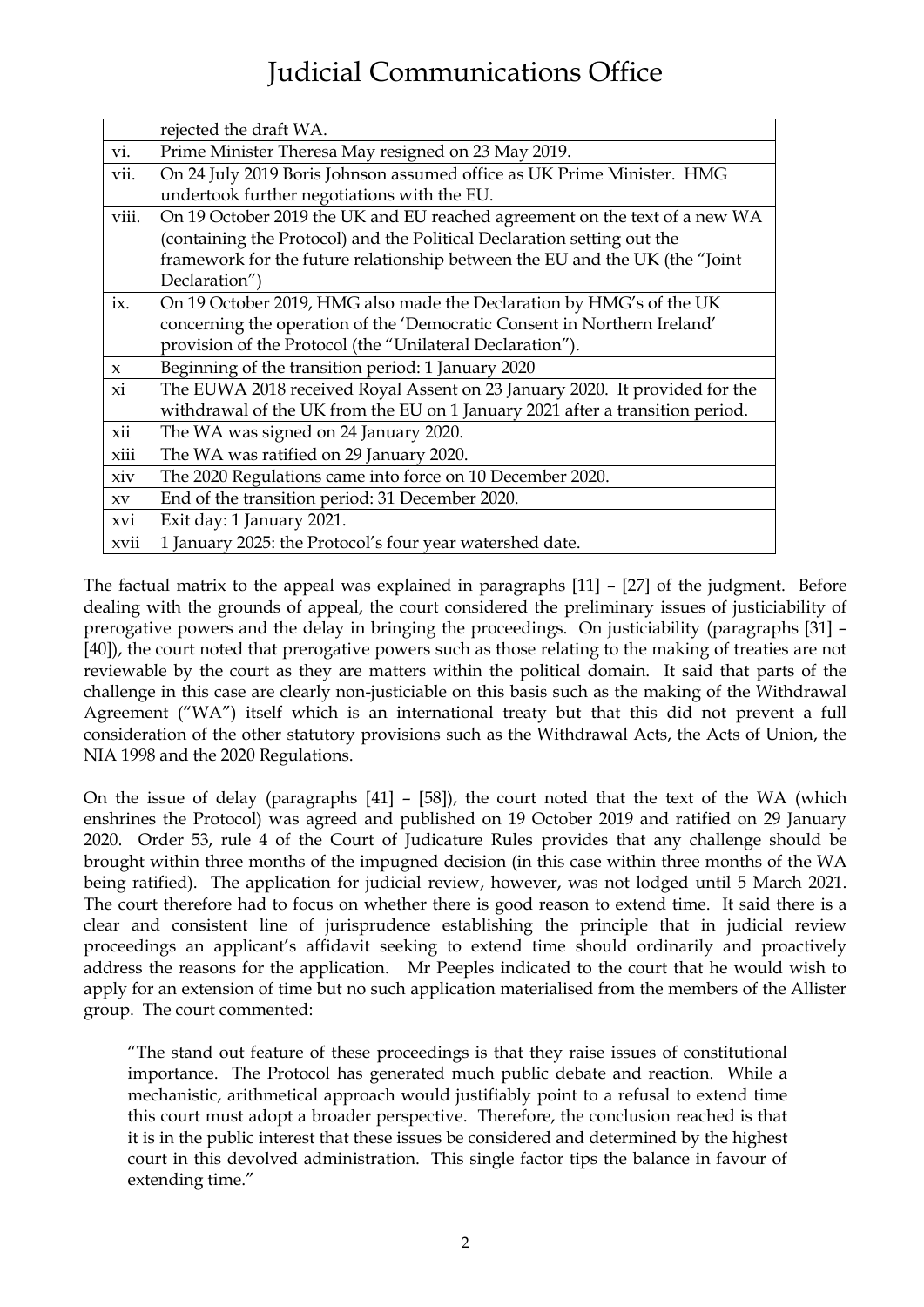|  |  |
|---|---|
|  | rejected the draft WA. |
| vi. | Prime Minister Theresa May resigned on 23 May 2019. |
| vii. | On 24 July 2019 Boris Johnson assumed office as UK Prime Minister. HMG undertook further negotiations with the EU. |
| viii. | On 19 October 2019 the UK and EU reached agreement on the text of a new WA (containing the Protocol) and the Political Declaration setting out the framework for the future relationship between the EU and the UK (the "Joint Declaration") |
| ix. | On 19 October 2019, HMG also made the Declaration by HMG's of the UK concerning the operation of the 'Democratic Consent in Northern Ireland' provision of the Protocol (the "Unilateral Declaration"). |
| x | Beginning of the transition period: 1 January 2020 |
| xi | The EUWA 2018 received Royal Assent on 23 January 2020. It provided for the withdrawal of the UK from the EU on 1 January 2021 after a transition period. |
| xii | The WA was signed on 24 January 2020. |
| xiii | The WA was ratified on 29 January 2020. |
| xiv | The 2020 Regulations came into force on 10 December 2020. |
| xv | End of the transition period: 31 December 2020. |
| xvi | Exit day: 1 January 2021. |
| xvii | 1 January 2025: the Protocol's four year watershed date. |

The factual matrix to the appeal was explained in paragraphs [11] – [27] of the judgment. Before dealing with the grounds of appeal, the court considered the preliminary issues of justiciability of prerogative powers and the delay in bringing the proceedings. On justiciability (paragraphs [31] – [40]), the court noted that prerogative powers such as those relating to the making of treaties are not reviewable by the court as they are matters within the political domain. It said that parts of the challenge in this case are clearly non-justiciable on this basis such as the making of the Withdrawal Agreement ("WA") itself which is an international treaty but that this did not prevent a full consideration of the other statutory provisions such as the Withdrawal Acts, the Acts of Union, the NIA 1998 and the 2020 Regulations.

On the issue of delay (paragraphs [41] – [58]), the court noted that the text of the WA (which enshrines the Protocol) was agreed and published on 19 October 2019 and ratified on 29 January 2020. Order 53, rule 4 of the Court of Judicature Rules provides that any challenge should be brought within three months of the impugned decision (in this case within three months of the WA being ratified). The application for judicial review, however, was not lodged until 5 March 2021. The court therefore had to focus on whether there is good reason to extend time. It said there is a clear and consistent line of jurisprudence establishing the principle that in judicial review proceedings an applicant's affidavit seeking to extend time should ordinarily and proactively address the reasons for the application. Mr Peeples indicated to the court that he would wish to apply for an extension of time but no such application materialised from the members of the Allister group. The court commented:

> "The stand out feature of these proceedings is that they raise issues of constitutional importance. The Protocol has generated much public debate and reaction. While a mechanistic, arithmetical approach would justifiably point to a refusal to extend time this court must adopt a broader perspective. Therefore, the conclusion reached is that it is in the public interest that these issues be considered and determined by the highest court in this devolved administration. This single factor tips the balance in favour of extending time."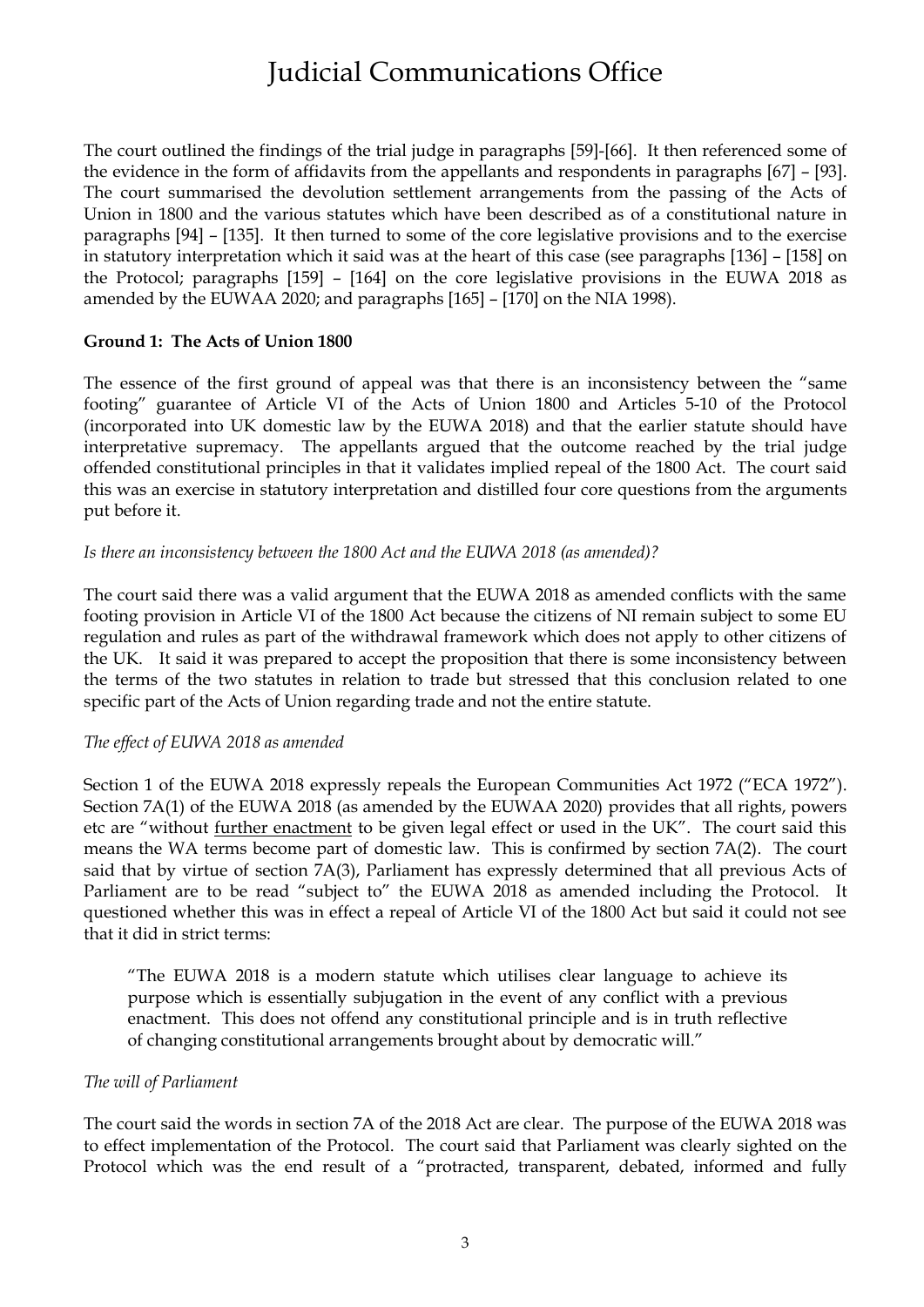The court outlined the findings of the trial judge in paragraphs [59]-[66]. It then referenced some of the evidence in the form of affidavits from the appellants and respondents in paragraphs [67] – [93]. The court summarised the devolution settlement arrangements from the passing of the Acts of Union in 1800 and the various statutes which have been described as of a constitutional nature in paragraphs [94] – [135]. It then turned to some of the core legislative provisions and to the exercise in statutory interpretation which it said was at the heart of this case (see paragraphs [136] – [158] on the Protocol; paragraphs [159] – [164] on the core legislative provisions in the EUWA 2018 as amended by the EUWAA 2020; and paragraphs [165] – [170] on the NIA 1998).

**Ground 1: The Acts of Union 1800**

The essence of the first ground of appeal was that there is an inconsistency between the "same footing" guarantee of Article VI of the Acts of Union 1800 and Articles 5-10 of the Protocol (incorporated into UK domestic law by the EUWA 2018) and that the earlier statute should have interpretative supremacy. The appellants argued that the outcome reached by the trial judge offended constitutional principles in that it validates implied repeal of the 1800 Act. The court said this was an exercise in statutory interpretation and distilled four core questions from the arguments put before it.

*Is there an inconsistency between the 1800 Act and the EUWA 2018 (as amended)?*

The court said there was a valid argument that the EUWA 2018 as amended conflicts with the same footing provision in Article VI of the 1800 Act because the citizens of NI remain subject to some EU regulation and rules as part of the withdrawal framework which does not apply to other citizens of the UK. It said it was prepared to accept the proposition that there is some inconsistency between the terms of the two statutes in relation to trade but stressed that this conclusion related to one specific part of the Acts of Union regarding trade and not the entire statute.

*The effect of EUWA 2018 as amended*

Section 1 of the EUWA 2018 expressly repeals the European Communities Act 1972 ("ECA 1972"). Section 7A(1) of the EUWA 2018 (as amended by the EUWAA 2020) provides that all rights, powers etc are "without further enactment to be given legal effect or used in the UK". The court said this means the WA terms become part of domestic law. This is confirmed by section 7A(2). The court said that by virtue of section 7A(3), Parliament has expressly determined that all previous Acts of Parliament are to be read "subject to" the EUWA 2018 as amended including the Protocol. It questioned whether this was in effect a repeal of Article VI of the 1800 Act but said it could not see that it did in strict terms:

> "The EUWA 2018 is a modern statute which utilises clear language to achieve its purpose which is essentially subjugation in the event of any conflict with a previous enactment. This does not offend any constitutional principle and is in truth reflective of changing constitutional arrangements brought about by democratic will."

*The will of Parliament*

The court said the words in section 7A of the 2018 Act are clear. The purpose of the EUWA 2018 was to effect implementation of the Protocol. The court said that Parliament was clearly sighted on the Protocol which was the end result of a "protracted, transparent, debated, informed and fully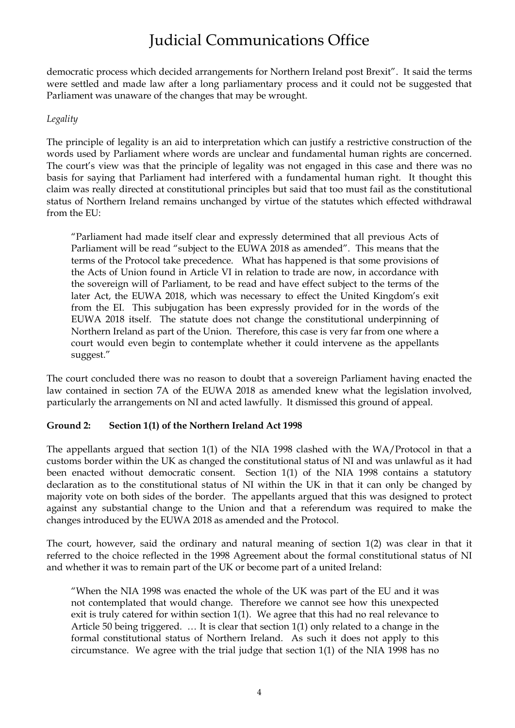democratic process which decided arrangements for Northern Ireland post Brexit". It said the terms were settled and made law after a long parliamentary process and it could not be suggested that Parliament was unaware of the changes that may be wrought.

*Legality*

The principle of legality is an aid to interpretation which can justify a restrictive construction of the words used by Parliament where words are unclear and fundamental human rights are concerned. The court's view was that the principle of legality was not engaged in this case and there was no basis for saying that Parliament had interfered with a fundamental human right. It thought this claim was really directed at constitutional principles but said that too must fail as the constitutional status of Northern Ireland remains unchanged by virtue of the statutes which effected withdrawal from the EU:

> "Parliament had made itself clear and expressly determined that all previous Acts of Parliament will be read "subject to the EUWA 2018 as amended". This means that the terms of the Protocol take precedence. What has happened is that some provisions of the Acts of Union found in Article VI in relation to trade are now, in accordance with the sovereign will of Parliament, to be read and have effect subject to the terms of the later Act, the EUWA 2018, which was necessary to effect the United Kingdom's exit from the EI. This subjugation has been expressly provided for in the words of the EUWA 2018 itself. The statute does not change the constitutional underpinning of Northern Ireland as part of the Union. Therefore, this case is very far from one where a court would even begin to contemplate whether it could intervene as the appellants suggest."

The court concluded there was no reason to doubt that a sovereign Parliament having enacted the law contained in section 7A of the EUWA 2018 as amended knew what the legislation involved, particularly the arrangements on NI and acted lawfully. It dismissed this ground of appeal.

**Ground 2: Section 1(1) of the Northern Ireland Act 1998**

The appellants argued that section 1(1) of the NIA 1998 clashed with the WA/Protocol in that a customs border within the UK as changed the constitutional status of NI and was unlawful as it had been enacted without democratic consent. Section 1(1) of the NIA 1998 contains a statutory declaration as to the constitutional status of NI within the UK in that it can only be changed by majority vote on both sides of the border. The appellants argued that this was designed to protect against any substantial change to the Union and that a referendum was required to make the changes introduced by the EUWA 2018 as amended and the Protocol.

The court, however, said the ordinary and natural meaning of section 1(2) was clear in that it referred to the choice reflected in the 1998 Agreement about the formal constitutional status of NI and whether it was to remain part of the UK or become part of a united Ireland:

> "When the NIA 1998 was enacted the whole of the UK was part of the EU and it was not contemplated that would change. Therefore we cannot see how this unexpected exit is truly catered for within section 1(1). We agree that this had no real relevance to Article 50 being triggered. … It is clear that section 1(1) only related to a change in the formal constitutional status of Northern Ireland. As such it does not apply to this circumstance. We agree with the trial judge that section 1(1) of the NIA 1998 has no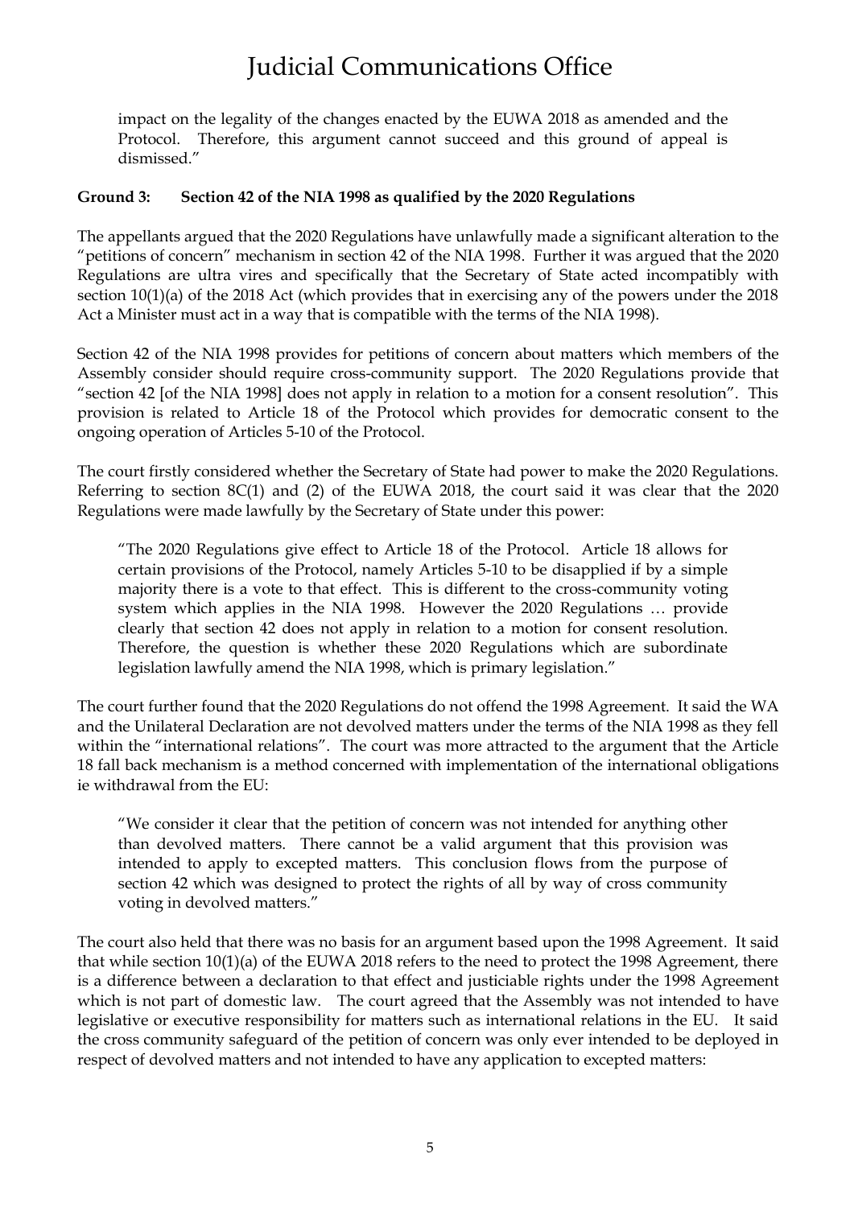> impact on the legality of the changes enacted by the EUWA 2018 as amended and the Protocol. Therefore, this argument cannot succeed and this ground of appeal is dismissed."

**Ground 3: Section 42 of the NIA 1998 as qualified by the 2020 Regulations**

The appellants argued that the 2020 Regulations have unlawfully made a significant alteration to the "petitions of concern" mechanism in section 42 of the NIA 1998. Further it was argued that the 2020 Regulations are ultra vires and specifically that the Secretary of State acted incompatibly with section 10(1)(a) of the 2018 Act (which provides that in exercising any of the powers under the 2018 Act a Minister must act in a way that is compatible with the terms of the NIA 1998).

Section 42 of the NIA 1998 provides for petitions of concern about matters which members of the Assembly consider should require cross-community support. The 2020 Regulations provide that "section 42 [of the NIA 1998] does not apply in relation to a motion for a consent resolution". This provision is related to Article 18 of the Protocol which provides for democratic consent to the ongoing operation of Articles 5-10 of the Protocol.

The court firstly considered whether the Secretary of State had power to make the 2020 Regulations. Referring to section 8C(1) and (2) of the EUWA 2018, the court said it was clear that the 2020 Regulations were made lawfully by the Secretary of State under this power:

> "The 2020 Regulations give effect to Article 18 of the Protocol. Article 18 allows for certain provisions of the Protocol, namely Articles 5-10 to be disapplied if by a simple majority there is a vote to that effect. This is different to the cross-community voting system which applies in the NIA 1998. However the 2020 Regulations … provide clearly that section 42 does not apply in relation to a motion for consent resolution. Therefore, the question is whether these 2020 Regulations which are subordinate legislation lawfully amend the NIA 1998, which is primary legislation."

The court further found that the 2020 Regulations do not offend the 1998 Agreement. It said the WA and the Unilateral Declaration are not devolved matters under the terms of the NIA 1998 as they fell within the "international relations". The court was more attracted to the argument that the Article 18 fall back mechanism is a method concerned with implementation of the international obligations ie withdrawal from the EU:

> "We consider it clear that the petition of concern was not intended for anything other than devolved matters. There cannot be a valid argument that this provision was intended to apply to excepted matters. This conclusion flows from the purpose of section 42 which was designed to protect the rights of all by way of cross community voting in devolved matters."

The court also held that there was no basis for an argument based upon the 1998 Agreement. It said that while section 10(1)(a) of the EUWA 2018 refers to the need to protect the 1998 Agreement, there is a difference between a declaration to that effect and justiciable rights under the 1998 Agreement which is not part of domestic law. The court agreed that the Assembly was not intended to have legislative or executive responsibility for matters such as international relations in the EU. It said the cross community safeguard of the petition of concern was only ever intended to be deployed in respect of devolved matters and not intended to have any application to excepted matters: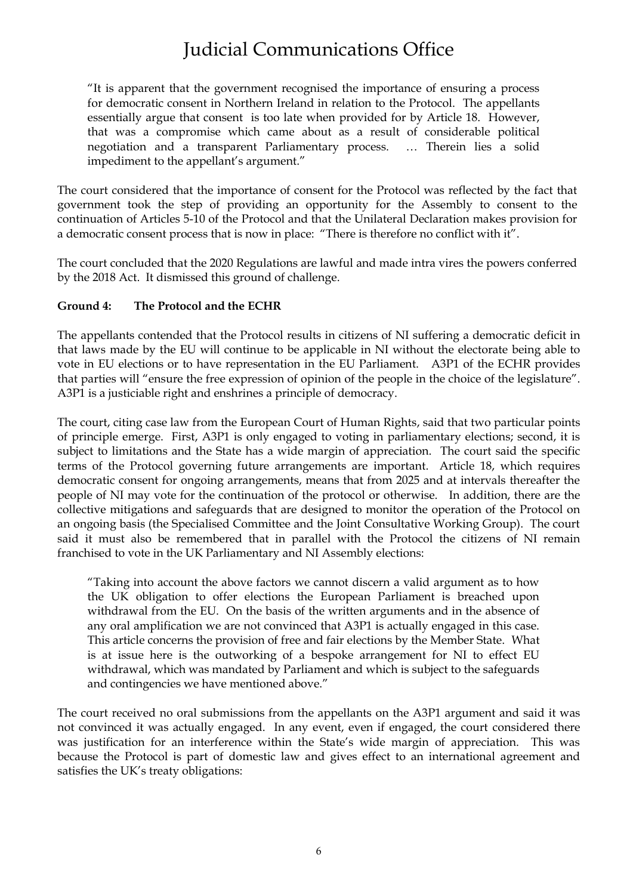> "It is apparent that the government recognised the importance of ensuring a process for democratic consent in Northern Ireland in relation to the Protocol. The appellants essentially argue that consent is too late when provided for by Article 18. However, that was a compromise which came about as a result of considerable political negotiation and a transparent Parliamentary process. … Therein lies a solid impediment to the appellant's argument."

The court considered that the importance of consent for the Protocol was reflected by the fact that government took the step of providing an opportunity for the Assembly to consent to the continuation of Articles 5-10 of the Protocol and that the Unilateral Declaration makes provision for a democratic consent process that is now in place: "There is therefore no conflict with it".

The court concluded that the 2020 Regulations are lawful and made intra vires the powers conferred by the 2018 Act. It dismissed this ground of challenge.

**Ground 4: The Protocol and the ECHR**

The appellants contended that the Protocol results in citizens of NI suffering a democratic deficit in that laws made by the EU will continue to be applicable in NI without the electorate being able to vote in EU elections or to have representation in the EU Parliament. A3P1 of the ECHR provides that parties will "ensure the free expression of opinion of the people in the choice of the legislature". A3P1 is a justiciable right and enshrines a principle of democracy.

The court, citing case law from the European Court of Human Rights, said that two particular points of principle emerge. First, A3P1 is only engaged to voting in parliamentary elections; second, it is subject to limitations and the State has a wide margin of appreciation. The court said the specific terms of the Protocol governing future arrangements are important. Article 18, which requires democratic consent for ongoing arrangements, means that from 2025 and at intervals thereafter the people of NI may vote for the continuation of the protocol or otherwise. In addition, there are the collective mitigations and safeguards that are designed to monitor the operation of the Protocol on an ongoing basis (the Specialised Committee and the Joint Consultative Working Group). The court said it must also be remembered that in parallel with the Protocol the citizens of NI remain franchised to vote in the UK Parliamentary and NI Assembly elections:

> "Taking into account the above factors we cannot discern a valid argument as to how the UK obligation to offer elections the European Parliament is breached upon withdrawal from the EU. On the basis of the written arguments and in the absence of any oral amplification we are not convinced that A3P1 is actually engaged in this case. This article concerns the provision of free and fair elections by the Member State. What is at issue here is the outworking of a bespoke arrangement for NI to effect EU withdrawal, which was mandated by Parliament and which is subject to the safeguards and contingencies we have mentioned above."

The court received no oral submissions from the appellants on the A3P1 argument and said it was not convinced it was actually engaged. In any event, even if engaged, the court considered there was justification for an interference within the State's wide margin of appreciation. This was because the Protocol is part of domestic law and gives effect to an international agreement and satisfies the UK's treaty obligations: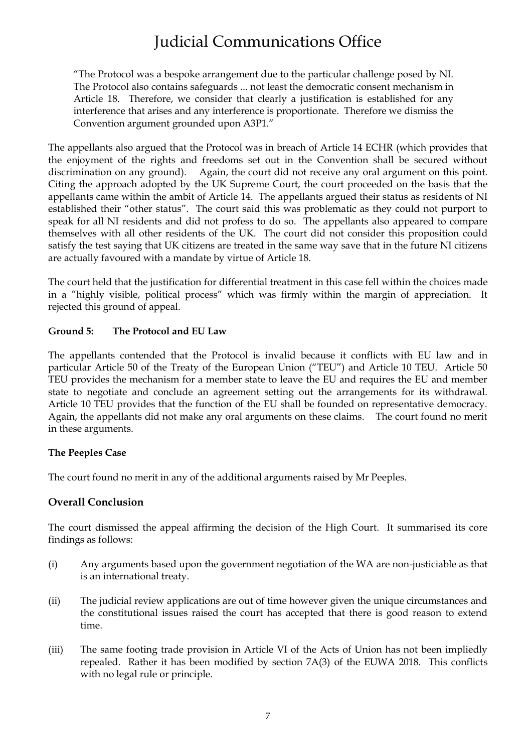"The Protocol was a bespoke arrangement due to the particular challenge posed by NI. The Protocol also contains safeguards ... not least the democratic consent mechanism in Article 18. Therefore, we consider that clearly a justification is established for any interference that arises and any interference is proportionate. Therefore we dismiss the Convention argument grounded upon A3P1."

The appellants also argued that the Protocol was in breach of Article 14 ECHR (which provides that the enjoyment of the rights and freedoms set out in the Convention shall be secured without discrimination on any ground). Again, the court did not receive any oral argument on this point. Citing the approach adopted by the UK Supreme Court, the court proceeded on the basis that the appellants came within the ambit of Article 14. The appellants argued their status as residents of NI established their "other status". The court said this was problematic as they could not purport to speak for all NI residents and did not profess to do so. The appellants also appeared to compare themselves with all other residents of the UK. The court did not consider this proposition could satisfy the test saying that UK citizens are treated in the same way save that in the future NI citizens are actually favoured with a mandate by virtue of Article 18.

The court held that the justification for differential treatment in this case fell within the choices made in a "highly visible, political process" which was firmly within the margin of appreciation. It rejected this ground of appeal.

**Ground 5: The Protocol and EU Law**

The appellants contended that the Protocol is invalid because it conflicts with EU law and in particular Article 50 of the Treaty of the European Union ("TEU") and Article 10 TEU. Article 50 TEU provides the mechanism for a member state to leave the EU and requires the EU and member state to negotiate and conclude an agreement setting out the arrangements for its withdrawal. Article 10 TEU provides that the function of the EU shall be founded on representative democracy. Again, the appellants did not make any oral arguments on these claims. The court found no merit in these arguments.

**The Peeples Case**

The court found no merit in any of the additional arguments raised by Mr Peeples.

## Overall Conclusion

The court dismissed the appeal affirming the decision of the High Court. It summarised its core findings as follows:

(i) Any arguments based upon the government negotiation of the WA are non-justiciable as that is an international treaty.

(ii) The judicial review applications are out of time however given the unique circumstances and the constitutional issues raised the court has accepted that there is good reason to extend time.

(iii) The same footing trade provision in Article VI of the Acts of Union has not been impliedly repealed. Rather it has been modified by section 7A(3) of the EUWA 2018. This conflicts with no legal rule or principle.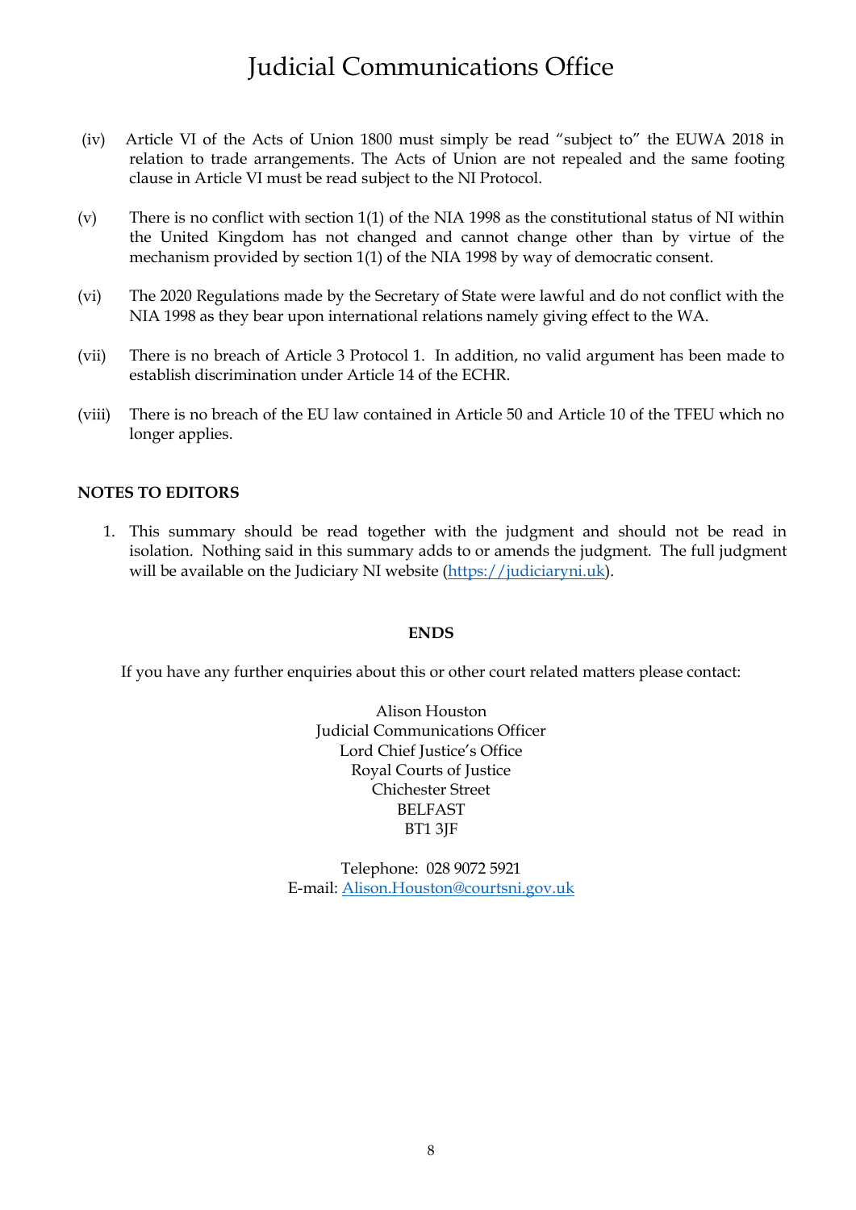(iv) Article VI of the Acts of Union 1800 must simply be read "subject to" the EUWA 2018 in relation to trade arrangements. The Acts of Union are not repealed and the same footing clause in Article VI must be read subject to the NI Protocol.

(v) There is no conflict with section 1(1) of the NIA 1998 as the constitutional status of NI within the United Kingdom has not changed and cannot change other than by virtue of the mechanism provided by section 1(1) of the NIA 1998 by way of democratic consent.

(vi) The 2020 Regulations made by the Secretary of State were lawful and do not conflict with the NIA 1998 as they bear upon international relations namely giving effect to the WA.

(vii) There is no breach of Article 3 Protocol 1. In addition, no valid argument has been made to establish discrimination under Article 14 of the ECHR.

(viii) There is no breach of the EU law contained in Article 50 and Article 10 of the TFEU which no longer applies.

**NOTES TO EDITORS**

1. This summary should be read together with the judgment and should not be read in isolation. Nothing said in this summary adds to or amends the judgment. The full judgment will be available on the Judiciary NI website (https://judiciaryni.uk).

**ENDS**

If you have any further enquiries about this or other court related matters please contact:

Alison Houston
Judicial Communications Officer
Lord Chief Justice's Office
Royal Courts of Justice
Chichester Street
BELFAST
BT1 3JF

Telephone: 028 9072 5921
E-mail: Alison.Houston@courtsni.gov.uk